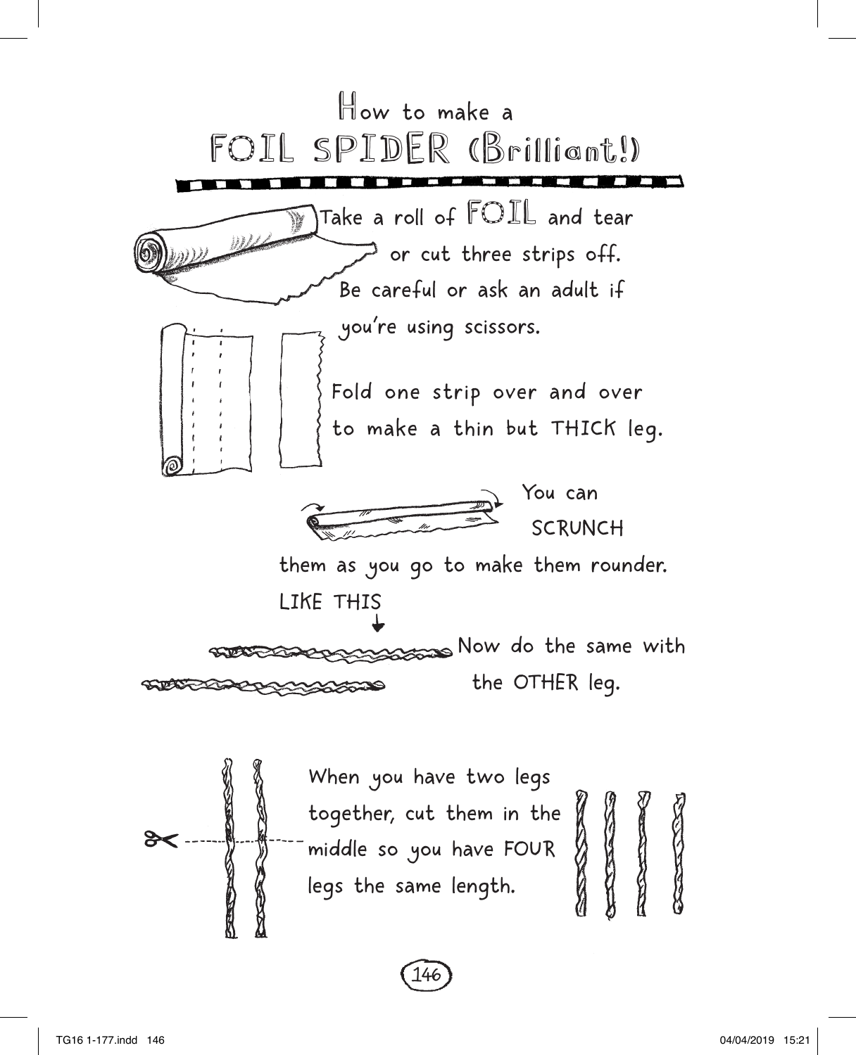# How to make a FOIL SPIDER (Brilliant!)

Take a roll of FOIL and tear or cut three strips off. Be careful or ask an adult if you're using scissors.

Fold one strip over and over to make a thin but THICK leg.

You can SCRUNCH them as you go to make them rounder.

LIKE THIS

Now do the same with the OTHER leg.

When you have two legs together, cut them in the middle so you have FOUR legs the same length.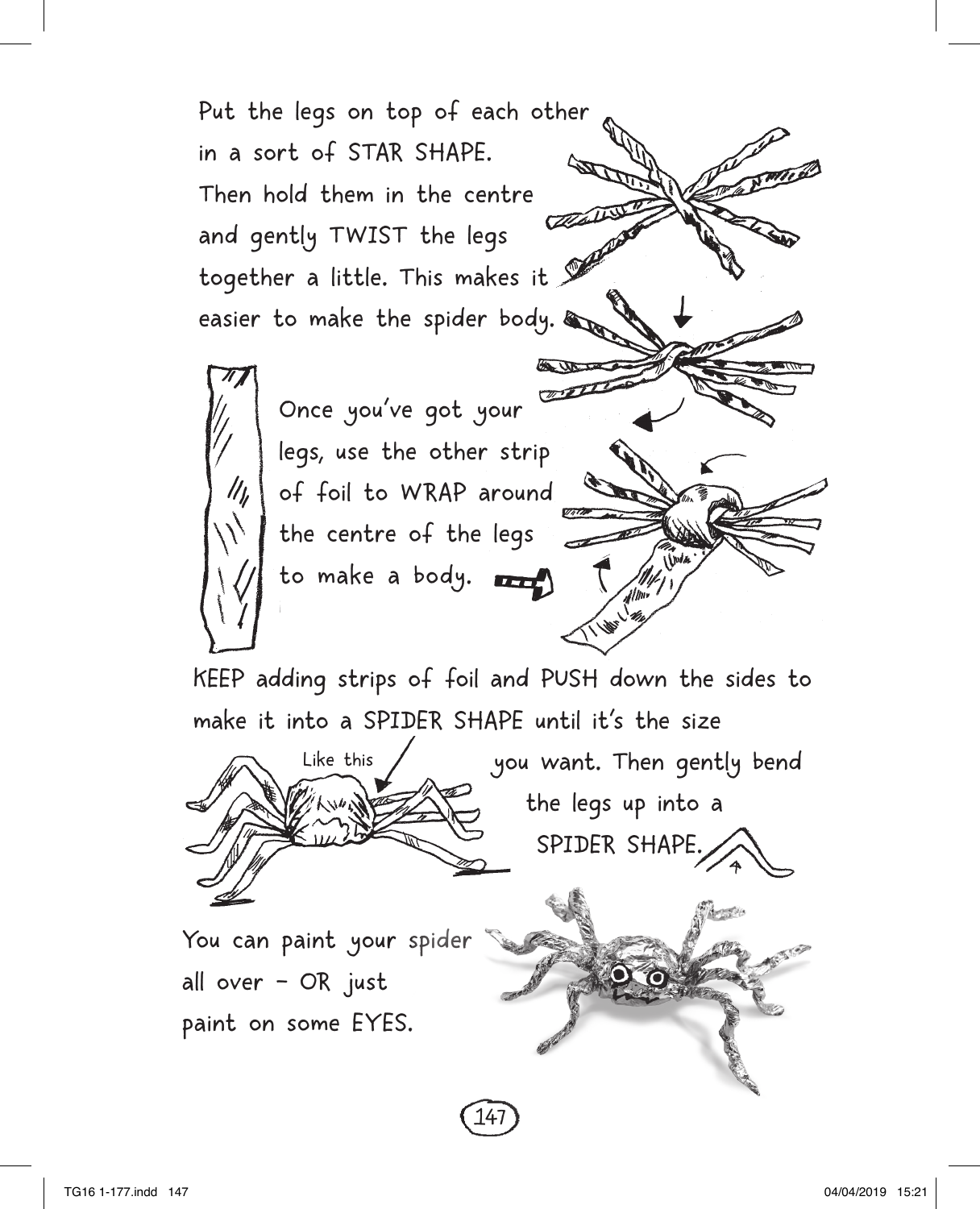Put the legs on top of each other in a sort of STAR SHAPE. Then hold them in the centre and gently TWIST the legs together a little. This makes it easier to make the spider body.

Once you've got your legs, use the other strip of foil to WRAP around the centre of the legs to make a body.

KEEP adding strips of foil and PUSH down the sides to make it into a SPIDER SHAPE until it's the size you want. Then gently bend the legs up into a SPIDER SHAPE.

Like this

You can paint your spider all over – OR just paint on some EYES.